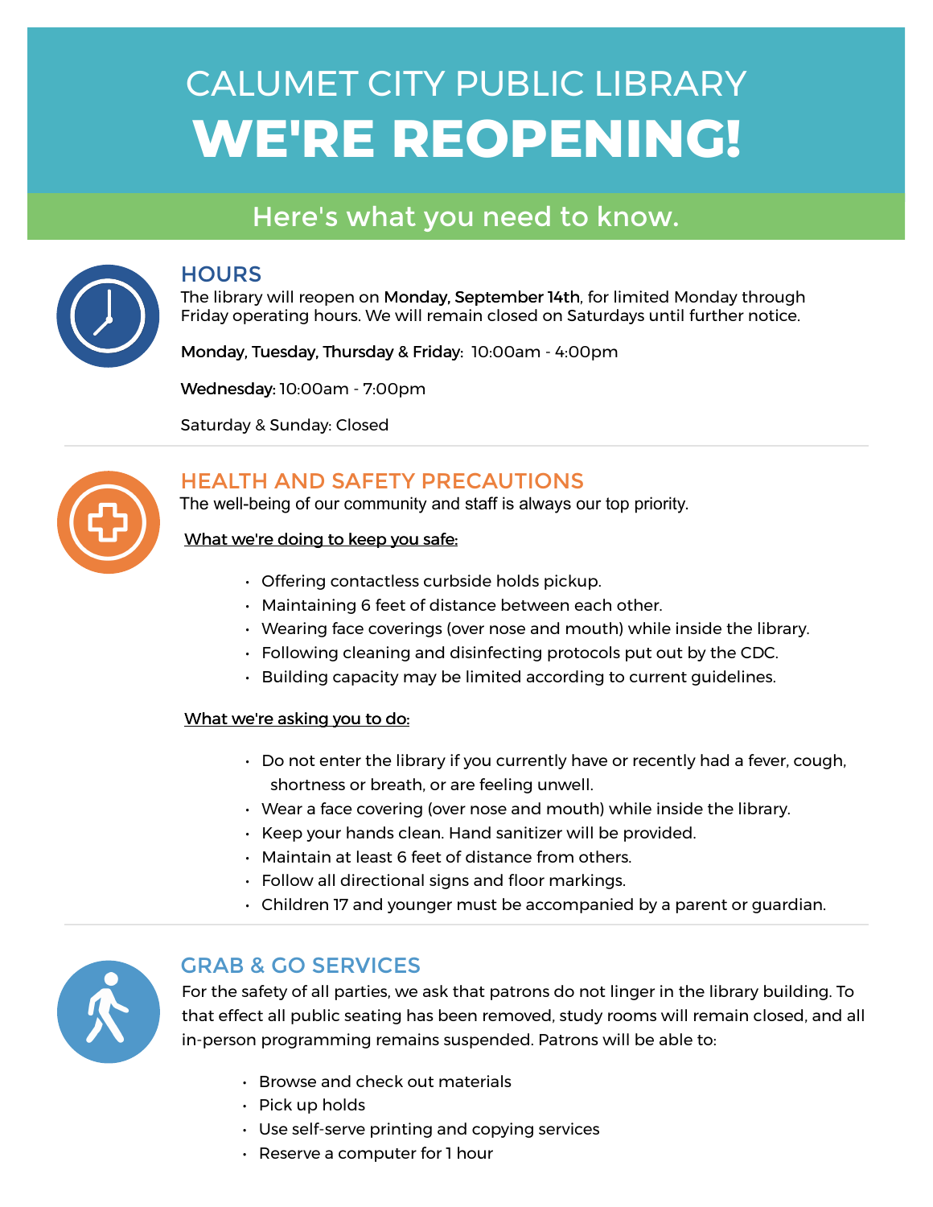# CALUMET CITY PUBLIC LIBRARY

# WE'RE REOPENING!

## Here's what you need to know.

### HOURS

The library will reopen on **Monday, September 14th**, for limited Monday through Friday operating hours. We will remain closed on Saturdays until further notice.

**Monday, Tuesday, Thursday & Friday:** 10:00am - 4:00pm

**Wednesday:** 10:00am - 7:00pm

Saturday & Sunday: Closed

### HEALTH AND SAFETY PRECAUTIONS

The well-being of our community and staff is always our top priority.

What we're doing to keep you safe:

- Offering contactless curbside holds pickup.
- Maintaining 6 feet of distance between each other.
- Wearing face coverings (over nose and mouth) while inside the library.
- Following cleaning and disinfecting protocols put out by the CDC.
- Building capacity may be limited according to current guidelines.

What we're asking you to do:

- Do not enter the library if you currently have or recently had a fever, cough, shortness or breath, or are feeling unwell.
- Wear a face covering (over nose and mouth) while inside the library.
- Keep your hands clean. Hand sanitizer will be provided.
- Maintain at least 6 feet of distance from others.
- Follow all directional signs and floor markings.
- Children 17 and younger must be accompanied by a parent or guardian.

### GRAB & GO SERVICES

For the safety of all parties, we ask that patrons do not linger in the library building. To that effect all public seating has been removed, study rooms will remain closed, and all in-person programming remains suspended. Patrons will be able to:

- Browse and check out materials
- Pick up holds
- Use self-serve printing and copying services
- Reserve a computer for 1 hour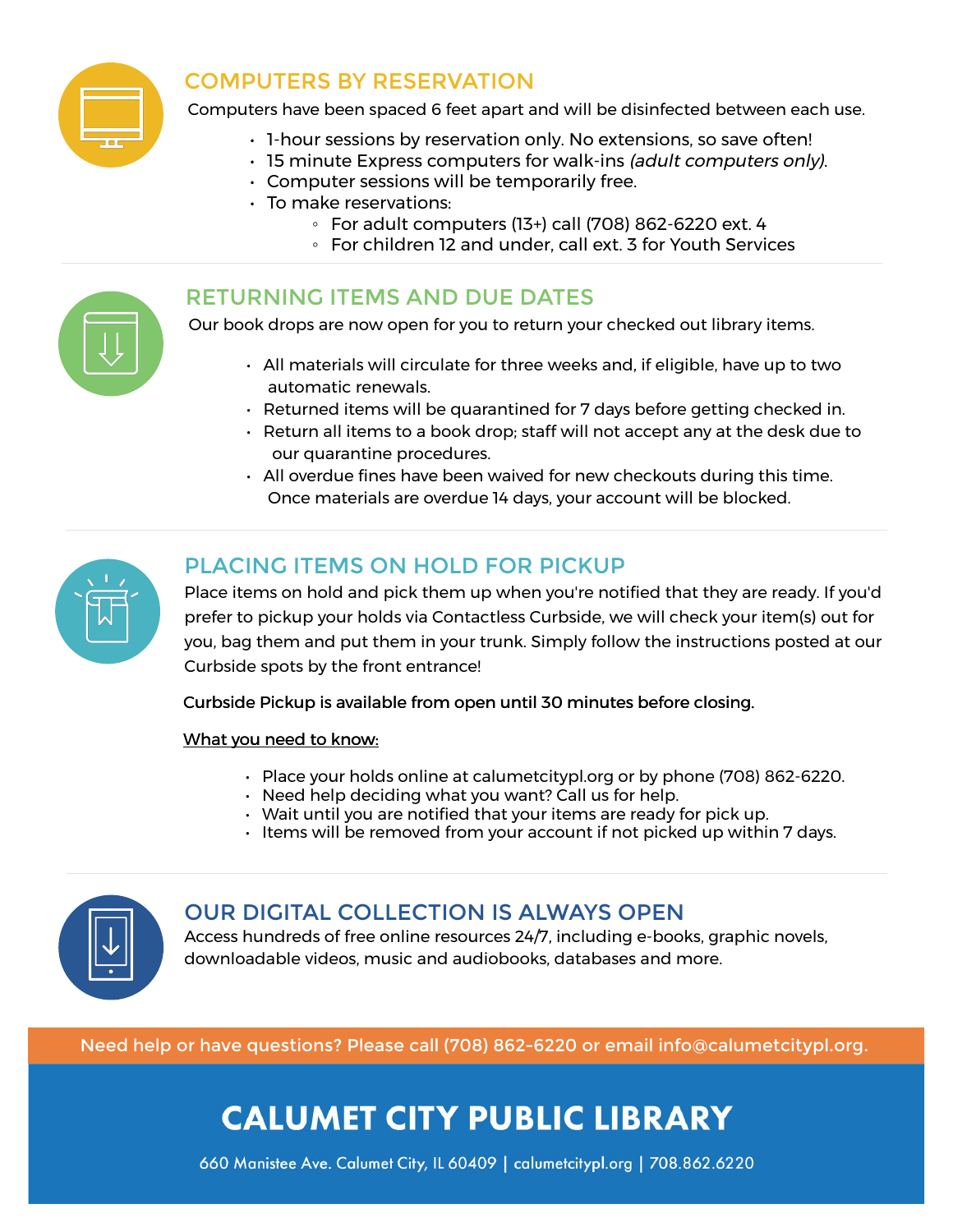## COMPUTERS BY RESERVATION

Computers have been spaced 6 feet apart and will be disinfected between each use.

- 1-hour sessions by reservation only. No extensions, so save often!
- 15 minute Express computers for walk-ins *(adult computers only)*.
- Computer sessions will be temporarily free.
- To make reservations:
  - For adult computers (13+) call (708) 862-6220 ext. 4
  - For children 12 and under, call ext. 3 for Youth Services

## RETURNING ITEMS AND DUE DATES

Our book drops are now open for you to return your checked out library items.

- All materials will circulate for three weeks and, if eligible, have up to two automatic renewals.
- Returned items will be quarantined for 7 days before getting checked in.
- Return all items to a book drop; staff will not accept any at the desk due to our quarantine procedures.
- All overdue fines have been waived for new checkouts during this time. Once materials are overdue 14 days, your account will be blocked.

## PLACING ITEMS ON HOLD FOR PICKUP

Place items on hold and pick them up when you're notified that they are ready. If you'd prefer to pickup your holds via Contactless Curbside, we will check your item(s) out for you, bag them and put them in your trunk. Simply follow the instructions posted at our Curbside spots by the front entrance!

Curbside Pickup is available from open until 30 minutes before closing.

What you need to know:

- Place your holds online at calumetcitypl.org or by phone (708) 862-6220.
- Need help deciding what you want? Call us for help.
- Wait until you are notified that your items are ready for pick up.
- Items will be removed from your account if not picked up within 7 days.

## OUR DIGITAL COLLECTION IS ALWAYS OPEN

Access hundreds of free online resources 24/7, including e-books, graphic novels, downloadable videos, music and audiobooks, databases and more.

Need help or have questions? Please call (708) 862-6220 or email info@calumetcitypl.org.

# CALUMET CITY PUBLIC LIBRARY

660 Manistee Ave. Calumet City, IL 60409 | calumetcitypl.org | 708.862.6220